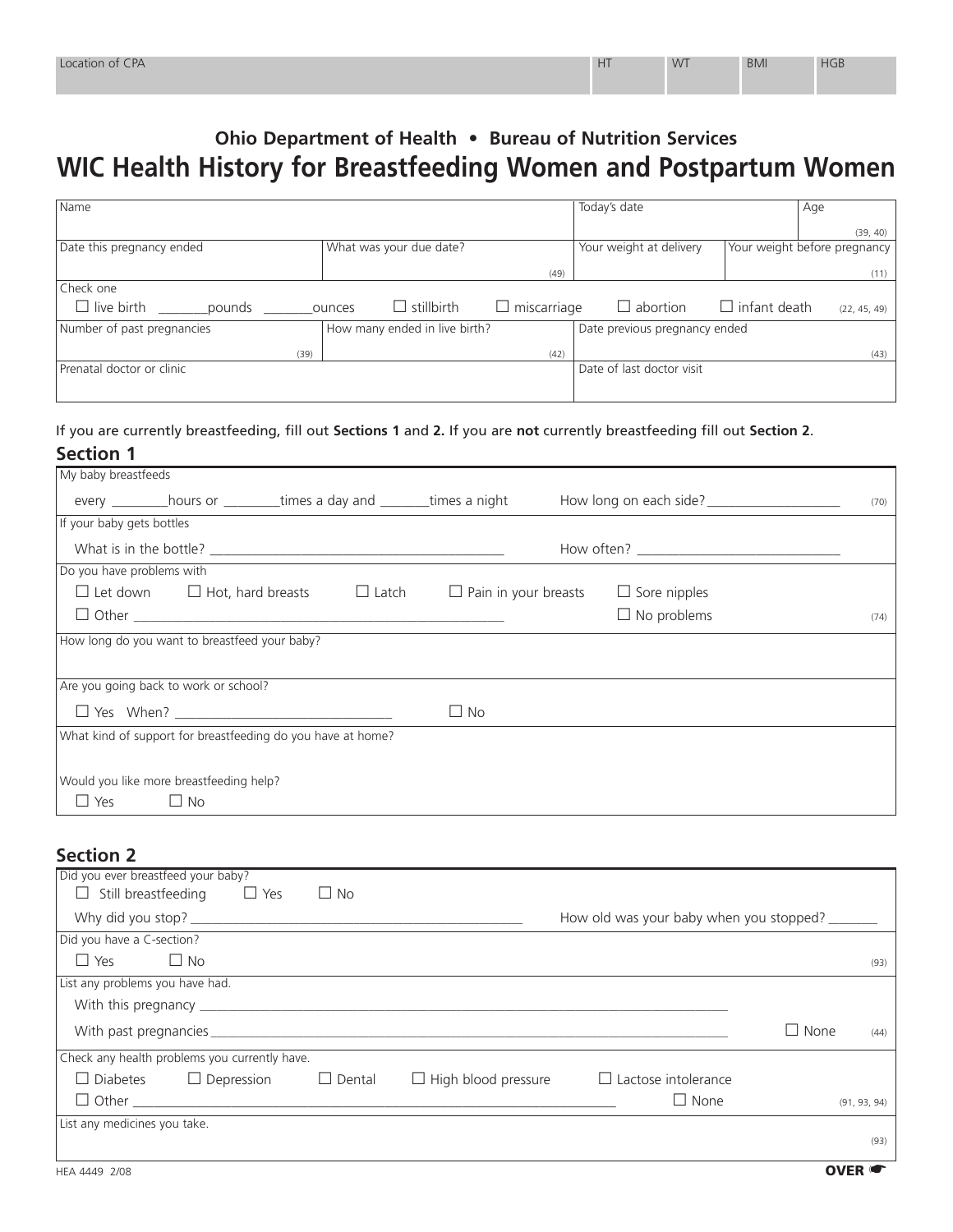| Location of CPA | HT | WT | BMI | HGB |
|---|---|---|---|---|
| | | | | |

**Ohio Department of Health • Bureau of Nutrition Services**

# WIC Health History for Breastfeeding Women and Postpartum Women

| Name | | Today's date | Age (39, 40) |
|---|---|---|---|
| Date this pregnancy ended | What was your due date? (49) | Your weight at delivery | Your weight before pregnancy (11) |
| Check one ☐ live birth ________pounds ________ounces ☐ stillbirth ☐ miscarriage ☐ abortion ☐ infant death (22, 45, 49) | | | |
| Number of past pregnancies (39) | How many ended in live birth? (42) | Date previous pregnancy ended (43) | |
| Prenatal doctor or clinic | | Date of last doctor visit | |

If you are currently breastfeeding, fill out **Sections 1** and **2.** If you are **not** currently breastfeeding fill out **Section 2**.

## Section 1

My baby breastfeeds

every ________hours or ________times a day and _______times a night How long on each side? ___________________ (70)

If your baby gets bottles

What is in the bottle? ________________________________________ How often? ____________________________

Do you have problems with

☐ Let down ☐ Hot, hard breasts ☐ Latch ☐ Pain in your breasts ☐ Sore nipples

☐ Other ________________________________________________ ☐ No problems (74)

How long do you want to breastfeed your baby?

Are you going back to work or school?

☐ Yes When? ______________________________ ☐ No

What kind of support for breastfeeding do you have at home?

Would you like more breastfeeding help?

☐ Yes ☐ No

## Section 2

Did you ever breastfeed your baby?

☐ Still breastfeeding ☐ Yes ☐ No

Why did you stop? ______________________________________________ How old was your baby when you stopped? _______

Did you have a C-section?

☐ Yes ☐ No (93)

List any problems you have had.

With this pregnancy ________________________________________________________________________

With past pregnancies________________________________________________________________________ ☐ None (44)

Check any health problems you currently have.

☐ Diabetes ☐ Depression ☐ Dental ☐ High blood pressure ☐ Lactose intolerance

☐ Other ________________________________________________________________ ☐ None (91, 93, 94)

List any medicines you take. (93)

HEA 4449 2/08

**OVER** ☛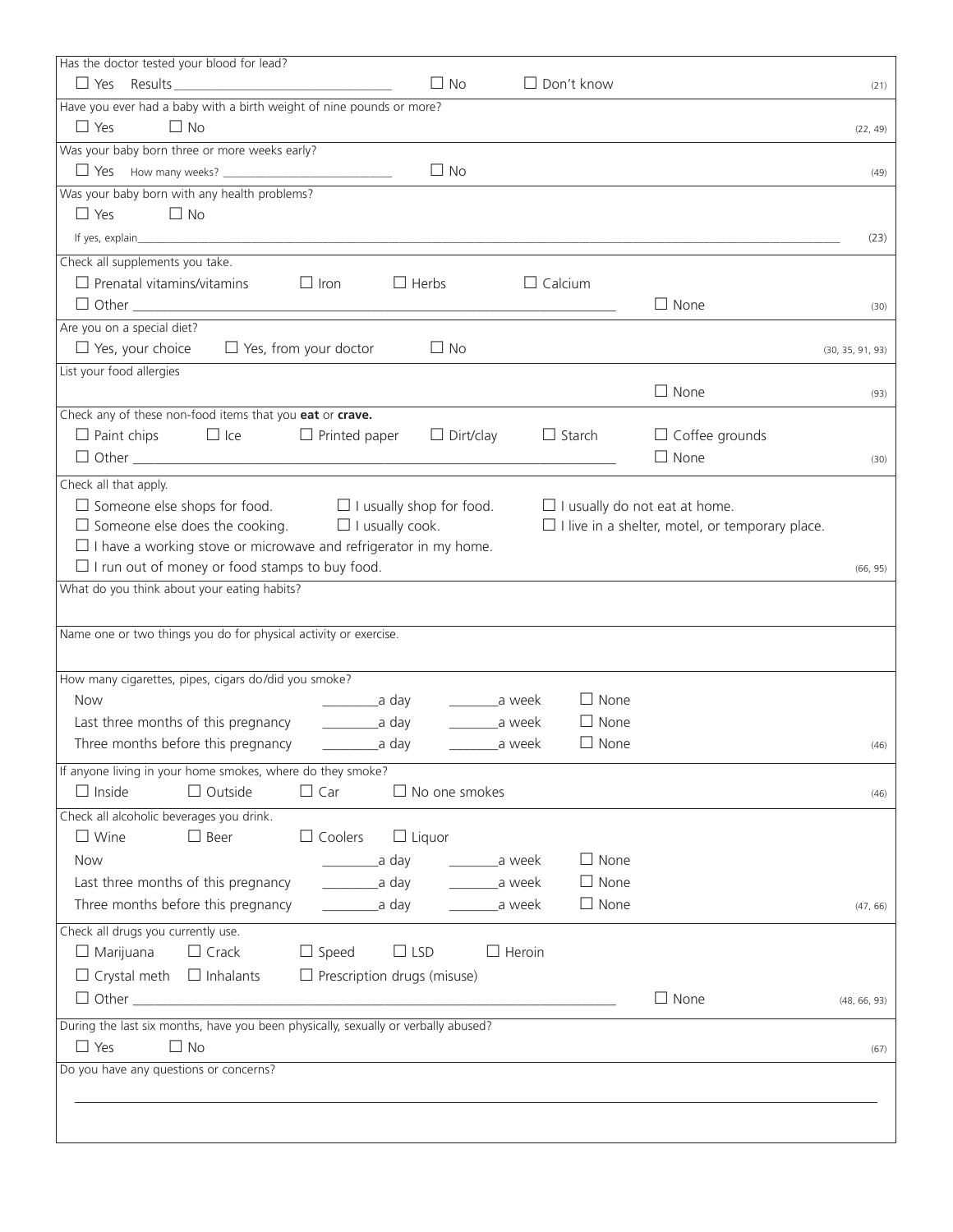Has the doctor tested your blood for lead?

☐ Yes Results ____________________ ☐ No ☐ Don't know (21)

Have you ever had a baby with a birth weight of nine pounds or more?

☐ Yes ☐ No (22, 49)

Was your baby born three or more weeks early?

☐ Yes How many weeks? ____________________ ☐ No (49)

Was your baby born with any health problems?

☐ Yes ☐ No

If yes, explain____________________ (23)

Check all supplements you take.

☐ Prenatal vitamins/vitamins ☐ Iron ☐ Herbs ☐ Calcium

☐ Other ____________________ ☐ None (30)

Are you on a special diet?

☐ Yes, your choice ☐ Yes, from your doctor ☐ No (30, 35, 91, 93)

List your food allergies

☐ None (93)

Check any of these non-food items that you **eat** or **crave.**

☐ Paint chips ☐ Ice ☐ Printed paper ☐ Dirt/clay ☐ Starch ☐ Coffee grounds

☐ Other ____________________ ☐ None (30)

Check all that apply.

☐ Someone else shops for food. ☐ I usually shop for food. ☐ I usually do not eat at home.

☐ Someone else does the cooking. ☐ I usually cook. ☐ I live in a shelter, motel, or temporary place.

☐ I have a working stove or microwave and refrigerator in my home.

☐ I run out of money or food stamps to buy food. (66, 95)

What do you think about your eating habits?

Name one or two things you do for physical activity or exercise.

How many cigarettes, pipes, cigars do/did you smoke?

| | | | |
|---|---|---|---|
| Now | ________a day | _______a week | ☐ None |
| Last three months of this pregnancy | ________a day | _______a week | ☐ None |
| Three months before this pregnancy | ________a day | _______a week | ☐ None |

(46)

If anyone living in your home smokes, where do they smoke?

☐ Inside ☐ Outside ☐ Car ☐ No one smokes (46)

Check all alcoholic beverages you drink.

☐ Wine ☐ Beer ☐ Coolers ☐ Liquor

| | | | |
|---|---|---|---|
| Now | ________a day | _______a week | ☐ None |
| Last three months of this pregnancy | ________a day | _______a week | ☐ None |
| Three months before this pregnancy | ________a day | _______a week | ☐ None |

(47, 66)

Check all drugs you currently use.

☐ Marijuana ☐ Crack ☐ Speed ☐ LSD ☐ Heroin

☐ Crystal meth ☐ Inhalants ☐ Prescription drugs (misuse)

☐ Other ____________________ ☐ None (48, 66, 93)

During the last six months, have you been physically, sexually or verbally abused?

☐ Yes ☐ No (67)

Do you have any questions or concerns?

____________________